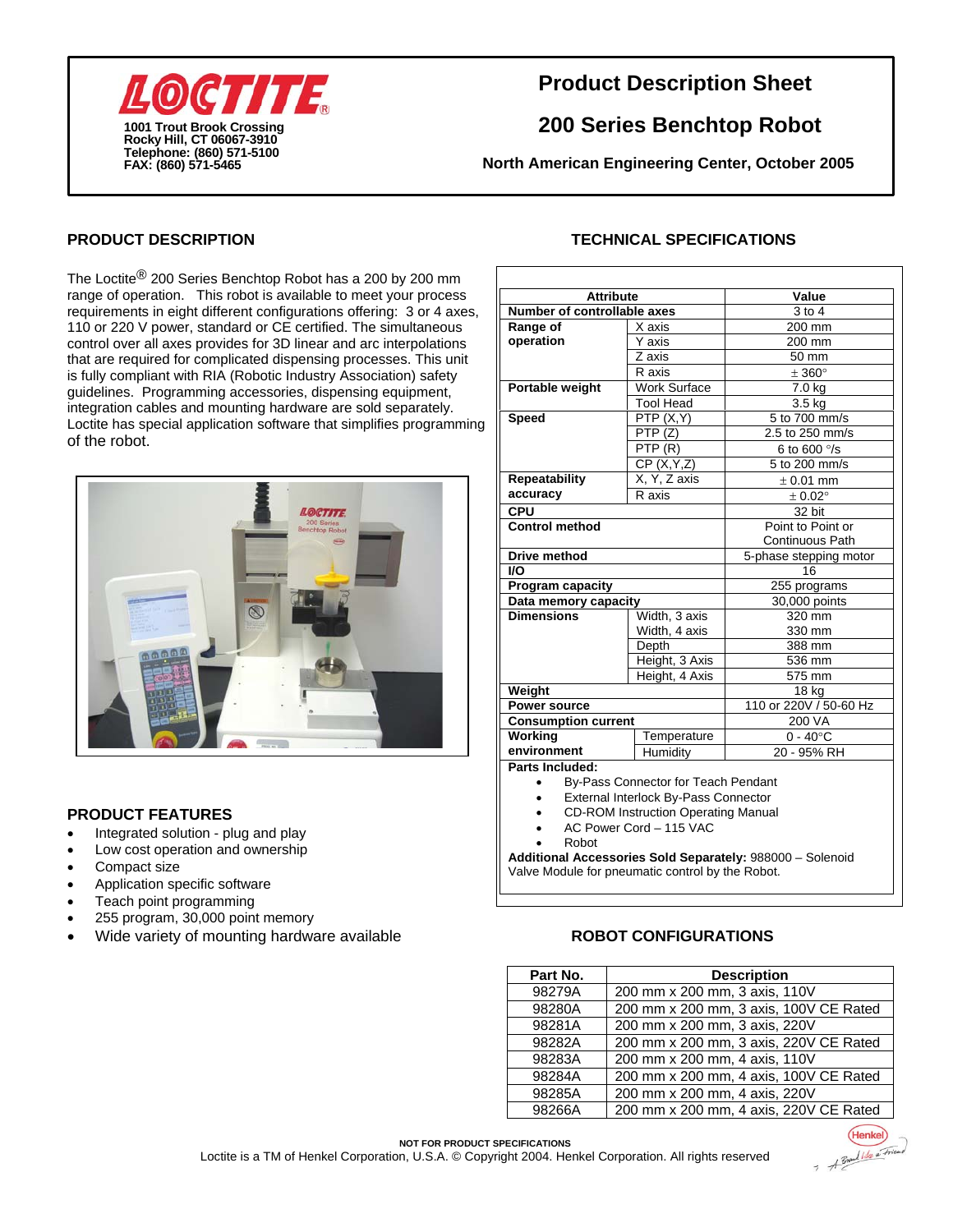**LOCTITE**

1001 Trout Brook Crossing
Rocky Hill, CT 06067-3910
Telephone: (860) 571-5100
FAX: (860) 571-5465

# Product Description Sheet

# 200 Series Benchtop Robot

**North American Engineering Center, October 2005**

## PRODUCT DESCRIPTION

The Loctite® 200 Series Benchtop Robot has a 200 by 200 mm range of operation. This robot is available to meet your process requirements in eight different configurations offering: 3 or 4 axes, 110 or 220 V power, standard or CE certified. The simultaneous control over all axes provides for 3D linear and arc interpolations that are required for complicated dispensing processes. This unit is fully compliant with RIA (Robotic Industry Association) safety guidelines. Programming accessories, dispensing equipment, integration cables and mounting hardware are sold separately. Loctite has special application software that simplifies programming of the robot.

## PRODUCT FEATURES

- Integrated solution - plug and play
- Low cost operation and ownership
- Compact size
- Application specific software
- Teach point programming
- 255 program, 30,000 point memory
- Wide variety of mounting hardware available

## TECHNICAL SPECIFICATIONS

| Attribute | | Value |
|---|---|---|
| **Number of controllable axes** | | 3 to 4 |
| **Range of operation** | X axis | 200 mm |
| | Y axis | 200 mm |
| | Z axis | 50 mm |
| | R axis | ± 360° |
| **Portable weight** | Work Surface | 7.0 kg |
| | Tool Head | 3.5 kg |
| **Speed** | PTP (X,Y) | 5 to 700 mm/s |
| | PTP (Z) | 2.5 to 250 mm/s |
| | PTP (R) | 6 to 600 °/s |
| | CP (X,Y,Z) | 5 to 200 mm/s |
| **Repeatability accuracy** | X, Y, Z axis | ± 0.01 mm |
| | R axis | ± 0.02° |
| **CPU** | | 32 bit |
| **Control method** | | Point to Point or Continuous Path |
| **Drive method** | | 5-phase stepping motor |
| **I/O** | | 16 |
| **Program capacity** | | 255 programs |
| **Data memory capacity** | | 30,000 points |
| **Dimensions** | Width, 3 axis | 320 mm |
| | Width, 4 axis | 330 mm |
| | Depth | 388 mm |
| | Height, 3 Axis | 536 mm |
| | Height, 4 Axis | 575 mm |
| **Weight** | | 18 kg |
| **Power source** | | 110 or 220V / 50-60 Hz |
| **Consumption current** | | 200 VA |
| **Working environment** | Temperature | 0 - 40°C |
| | Humidity | 20 - 95% RH |

**Parts Included:**

- By-Pass Connector for Teach Pendant
- External Interlock By-Pass Connector
- CD-ROM Instruction Operating Manual
- AC Power Cord – 115 VAC
- Robot

**Additional Accessories Sold Separately:** 988000 – Solenoid Valve Module for pneumatic control by the Robot.

## ROBOT CONFIGURATIONS

| Part No. | Description |
|---|---|
| 98279A | 200 mm x 200 mm, 3 axis, 110V |
| 98280A | 200 mm x 200 mm, 3 axis, 100V CE Rated |
| 98281A | 200 mm x 200 mm, 3 axis, 220V |
| 98282A | 200 mm x 200 mm, 3 axis, 220V CE Rated |
| 98283A | 200 mm x 200 mm, 4 axis, 110V |
| 98284A | 200 mm x 200 mm, 4 axis, 100V CE Rated |
| 98285A | 200 mm x 200 mm, 4 axis, 220V |
| 98266A | 200 mm x 200 mm, 4 axis, 220V CE Rated |

**NOT FOR PRODUCT SPECIFICATIONS**

Loctite is a TM of Henkel Corporation, U.S.A. © Copyright 2004. Henkel Corporation. All rights reserved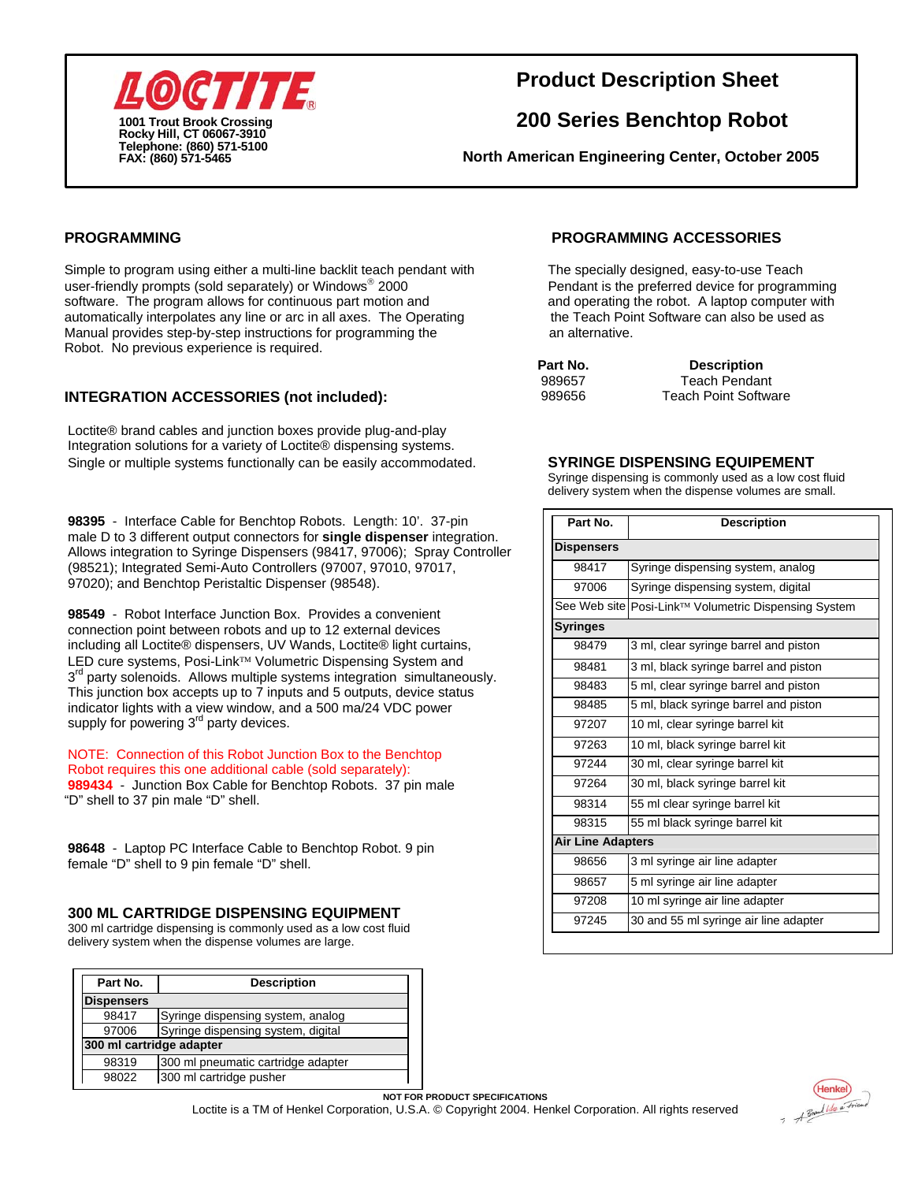# Product Description Sheet

# 200 Series Benchtop Robot

**LOCTITE**

1001 Trout Brook Crossing
Rocky Hill, CT 06067-3910
Telephone: (860) 571-5100
FAX: (860) 571-5465

**North American Engineering Center, October 2005**

## PROGRAMMING

Simple to program using either a multi-line backlit teach pendant with user-friendly prompts (sold separately) or Windows® 2000 software. The program allows for continuous part motion and automatically interpolates any line or arc in all axes. The Operating Manual provides step-by-step instructions for programming the Robot. No previous experience is required.

## INTEGRATION ACCESSORIES (not included):

Loctite® brand cables and junction boxes provide plug-and-play Integration solutions for a variety of Loctite® dispensing systems. Single or multiple systems functionally can be easily accommodated.

**98395** - Interface Cable for Benchtop Robots. Length: 10'. 37-pin male D to 3 different output connectors for **single dispenser** integration. Allows integration to Syringe Dispensers (98417, 97006); Spray Controller (98521); Integrated Semi-Auto Controllers (97007, 97010, 97017, 97020); and Benchtop Peristaltic Dispenser (98548).

**98549** - Robot Interface Junction Box. Provides a convenient connection point between robots and up to 12 external devices including all Loctite® dispensers, UV Wands, Loctite® light curtains, LED cure systems, Posi-Link™ Volumetric Dispensing System and 3rd party solenoids. Allows multiple systems integration simultaneously. This junction box accepts up to 7 inputs and 5 outputs, device status indicator lights with a view window, and a 500 ma/24 VDC power supply for powering 3rd party devices.

NOTE: Connection of this Robot Junction Box to the Benchtop Robot requires this one additional cable (sold separately):
**989434** - Junction Box Cable for Benchtop Robots. 37 pin male "D" shell to 37 pin male "D" shell.

**98648** - Laptop PC Interface Cable to Benchtop Robot. 9 pin female "D" shell to 9 pin female "D" shell.

## 300 ML CARTRIDGE DISPENSING EQUIPMENT

300 ml cartridge dispensing is commonly used as a low cost fluid delivery system when the dispense volumes are large.

| Part No. | Description |
|---|---|
| **Dispensers** | |
| 98417 | Syringe dispensing system, analog |
| 97006 | Syringe dispensing system, digital |
| **300 ml cartridge adapter** | |
| 98319 | 300 ml pneumatic cartridge adapter |
| 98022 | 300 ml cartridge pusher |

## PROGRAMMING ACCESSORIES

The specially designed, easy-to-use Teach Pendant is the preferred device for programming and operating the robot. A laptop computer with the Teach Point Software can also be used as an alternative.

| Part No. | Description |
|---|---|
| 989657 | Teach Pendant |
| 989656 | Teach Point Software |

## SYRINGE DISPENSING EQUIPEMENT

Syringe dispensing is commonly used as a low cost fluid delivery system when the dispense volumes are small.

| Part No. | Description |
|---|---|
| **Dispensers** | |
| 98417 | Syringe dispensing system, analog |
| 97006 | Syringe dispensing system, digital |
| See Web site | Posi-Link™ Volumetric Dispensing System |
| **Syringes** | |
| 98479 | 3 ml, clear syringe barrel and piston |
| 98481 | 3 ml, black syringe barrel and piston |
| 98483 | 5 ml, clear syringe barrel and piston |
| 98485 | 5 ml, black syringe barrel and piston |
| 97207 | 10 ml, clear syringe barrel kit |
| 97263 | 10 ml, black syringe barrel kit |
| 97244 | 30 ml, clear syringe barrel kit |
| 97264 | 30 ml, black syringe barrel kit |
| 98314 | 55 ml clear syringe barrel kit |
| 98315 | 55 ml black syringe barrel kit |
| **Air Line Adapters** | |
| 98656 | 3 ml syringe air line adapter |
| 98657 | 5 ml syringe air line adapter |
| 97208 | 10 ml syringe air line adapter |
| 97245 | 30 and 55 ml syringe air line adapter |

**NOT FOR PRODUCT SPECIFICATIONS**
Loctite is a TM of Henkel Corporation, U.S.A. © Copyright 2004. Henkel Corporation. All rights reserved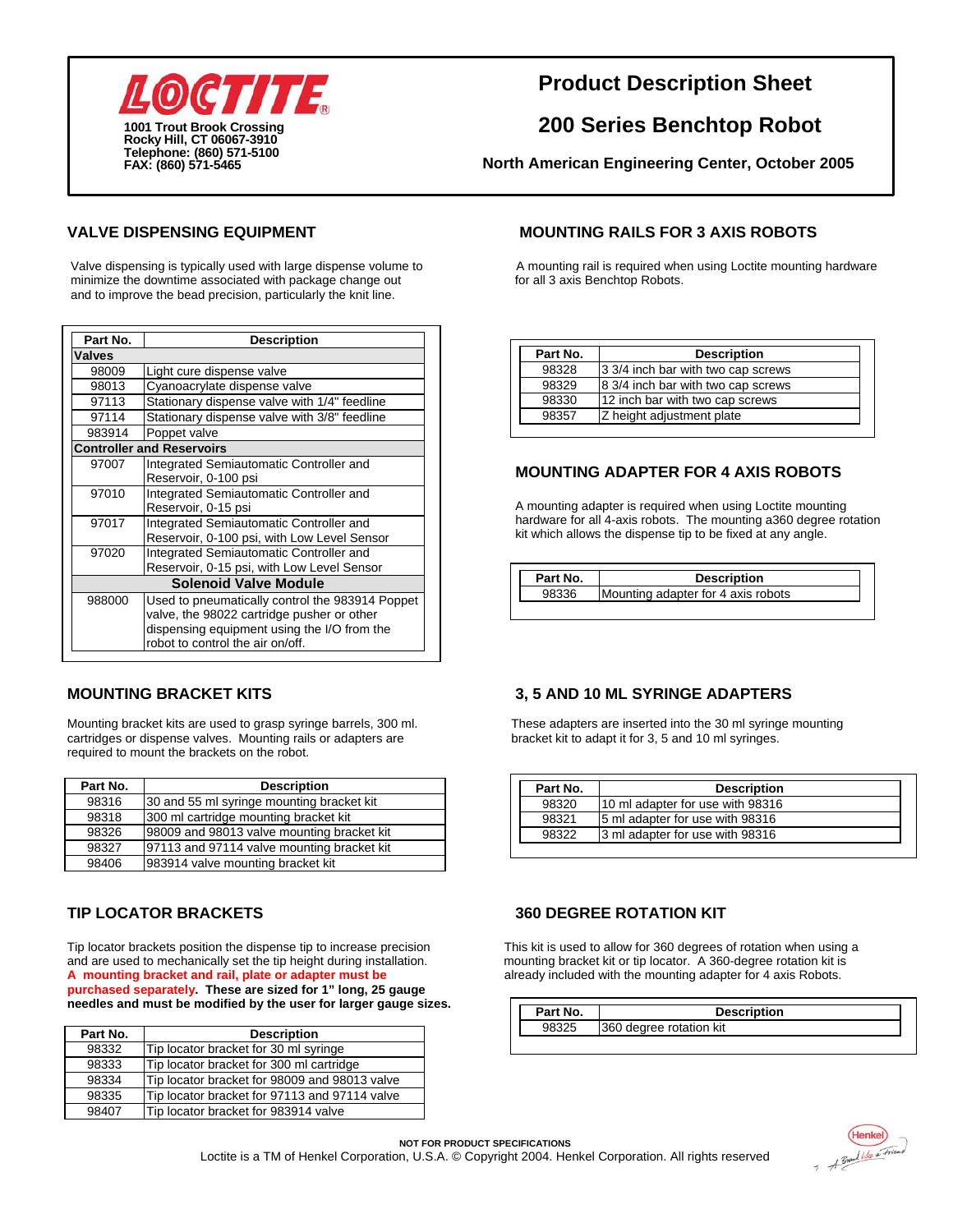# Product Description Sheet

## 200 Series Benchtop Robot

**North American Engineering Center, October 2005**

LOCTITE®

**1001 Trout Brook Crossing**
**Rocky Hill, CT 06067-3910**
**Telephone: (860) 571-5100**
**FAX: (860) 571-5465**

## VALVE DISPENSING EQUIPMENT

Valve dispensing is typically used with large dispense volume to minimize the downtime associated with package change out and to improve the bead precision, particularly the knit line.

| Part No. | Description |
|---|---|
| **Valves** | |
| 98009 | Light cure dispense valve |
| 98013 | Cyanoacrylate dispense valve |
| 97113 | Stationary dispense valve with 1/4" feedline |
| 97114 | Stationary dispense valve with 3/8" feedline |
| 983914 | Poppet valve |
| **Controller and Reservoirs** | |
| 97007 | Integrated Semiautomatic Controller and Reservoir, 0-100 psi |
| 97010 | Integrated Semiautomatic Controller and Reservoir, 0-15 psi |
| 97017 | Integrated Semiautomatic Controller and Reservoir, 0-100 psi, with Low Level Sensor |
| 97020 | Integrated Semiautomatic Controller and Reservoir, 0-15 psi, with Low Level Sensor |
| **Solenoid Valve Module** | |
| 988000 | Used to pneumatically control the 983914 Poppet valve, the 98022 cartridge pusher or other dispensing equipment using the I/O from the robot to control the air on/off. |

## MOUNTING BRACKET KITS

Mounting bracket kits are used to grasp syringe barrels, 300 ml. cartridges or dispense valves. Mounting rails or adapters are required to mount the brackets on the robot.

| Part No. | Description |
|---|---|
| 98316 | 30 and 55 ml syringe mounting bracket kit |
| 98318 | 300 ml cartridge mounting bracket kit |
| 98326 | 98009 and 98013 valve mounting bracket kit |
| 98327 | 97113 and 97114 valve mounting bracket kit |
| 98406 | 983914 valve mounting bracket kit |

## TIP LOCATOR BRACKETS

Tip locator brackets position the dispense tip to increase precision and are used to mechanically set the tip height during installation. **A mounting bracket and rail, plate or adapter must be purchased separately. These are sized for 1" long, 25 gauge needles and must be modified by the user for larger gauge sizes.**

| Part No. | Description |
|---|---|
| 98332 | Tip locator bracket for 30 ml syringe |
| 98333 | Tip locator bracket for 300 ml cartridge |
| 98334 | Tip locator bracket for 98009 and 98013 valve |
| 98335 | Tip locator bracket for 97113 and 97114 valve |
| 98407 | Tip locator bracket for 983914 valve |

## MOUNTING RAILS FOR 3 AXIS ROBOTS

A mounting rail is required when using Loctite mounting hardware for all 3 axis Benchtop Robots.

| Part No. | Description |
|---|---|
| 98328 | 3 3/4 inch bar with two cap screws |
| 98329 | 8 3/4 inch bar with two cap screws |
| 98330 | 12 inch bar with two cap screws |
| 98357 | Z height adjustment plate |

## MOUNTING ADAPTER FOR 4 AXIS ROBOTS

A mounting adapter is required when using Loctite mounting hardware for all 4-axis robots. The mounting a360 degree rotation kit which allows the dispense tip to be fixed at any angle.

| Part No. | Description |
|---|---|
| 98336 | Mounting adapter for 4 axis robots |

## 3, 5 AND 10 ML SYRINGE ADAPTERS

These adapters are inserted into the 30 ml syringe mounting bracket kit to adapt it for 3, 5 and 10 ml syringes.

| Part No. | Description |
|---|---|
| 98320 | 10 ml adapter for use with 98316 |
| 98321 | 5 ml adapter for use with 98316 |
| 98322 | 3 ml adapter for use with 98316 |

## 360 DEGREE ROTATION KIT

This kit is used to allow for 360 degrees of rotation when using a mounting bracket kit or tip locator. A 360-degree rotation kit is already included with the mounting adapter for 4 axis Robots.

| Part No. | Description |
|---|---|
| 98325 | 360 degree rotation kit |

**NOT FOR PRODUCT SPECIFICATIONS**
Loctite is a TM of Henkel Corporation, U.S.A. © Copyright 2004. Henkel Corporation. All rights reserved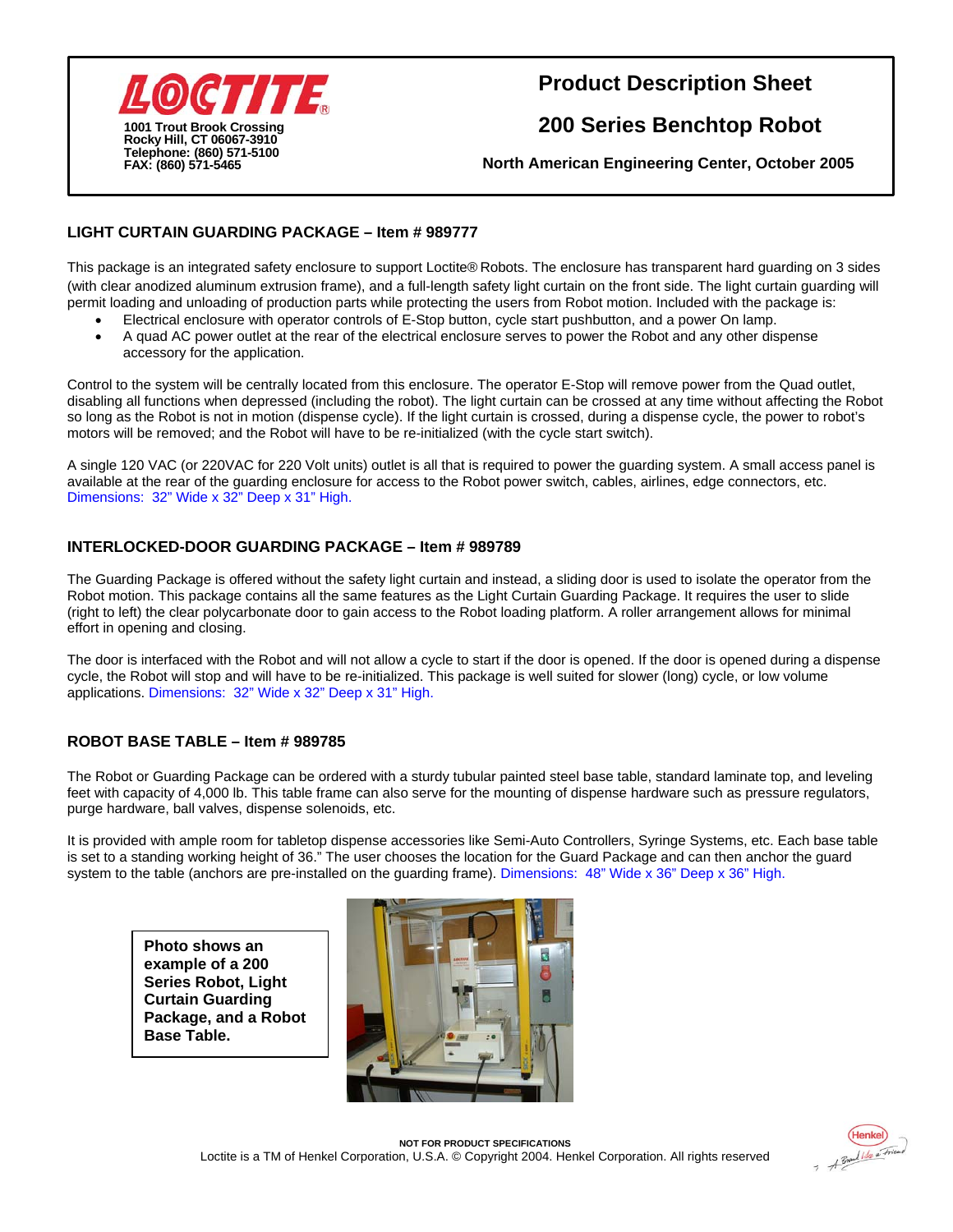## LIGHT CURTAIN GUARDING PACKAGE – Item # 989777

This package is an integrated safety enclosure to support Loctite® Robots. The enclosure has transparent hard guarding on 3 sides (with clear anodized aluminum extrusion frame), and a full-length safety light curtain on the front side. The light curtain guarding will permit loading and unloading of production parts while protecting the users from Robot motion. Included with the package is:

- Electrical enclosure with operator controls of E-Stop button, cycle start pushbutton, and a power On lamp.
- A quad AC power outlet at the rear of the electrical enclosure serves to power the Robot and any other dispense accessory for the application.

Control to the system will be centrally located from this enclosure. The operator E-Stop will remove power from the Quad outlet, disabling all functions when depressed (including the robot). The light curtain can be crossed at any time without affecting the Robot so long as the Robot is not in motion (dispense cycle). If the light curtain is crossed, during a dispense cycle, the power to robot's motors will be removed; and the Robot will have to be re-initialized (with the cycle start switch).

A single 120 VAC (or 220VAC for 220 Volt units) outlet is all that is required to power the guarding system. A small access panel is available at the rear of the guarding enclosure for access to the Robot power switch, cables, airlines, edge connectors, etc. Dimensions: 32" Wide x 32" Deep x 31" High.

## INTERLOCKED-DOOR GUARDING PACKAGE – Item # 989789

The Guarding Package is offered without the safety light curtain and instead, a sliding door is used to isolate the operator from the Robot motion. This package contains all the same features as the Light Curtain Guarding Package. It requires the user to slide (right to left) the clear polycarbonate door to gain access to the Robot loading platform. A roller arrangement allows for minimal effort in opening and closing.

The door is interfaced with the Robot and will not allow a cycle to start if the door is opened. If the door is opened during a dispense cycle, the Robot will stop and will have to be re-initialized. This package is well suited for slower (long) cycle, or low volume applications. Dimensions: 32" Wide x 32" Deep x 31" High.

## ROBOT BASE TABLE – Item # 989785

The Robot or Guarding Package can be ordered with a sturdy tubular painted steel base table, standard laminate top, and leveling feet with capacity of 4,000 lb. This table frame can also serve for the mounting of dispense hardware such as pressure regulators, purge hardware, ball valves, dispense solenoids, etc.

It is provided with ample room for tabletop dispense accessories like Semi-Auto Controllers, Syringe Systems, etc. Each base table is set to a standing working height of 36." The user chooses the location for the Guard Package and can then anchor the guard system to the table (anchors are pre-installed on the guarding frame). Dimensions: 48" Wide x 36" Deep x 36" High.

**Photo shows an example of a 200 Series Robot, Light Curtain Guarding Package, and a Robot Base Table.**

**NOT FOR PRODUCT SPECIFICATIONS**

Loctite is a TM of Henkel Corporation, U.S.A. © Copyright 2004. Henkel Corporation. All rights reserved